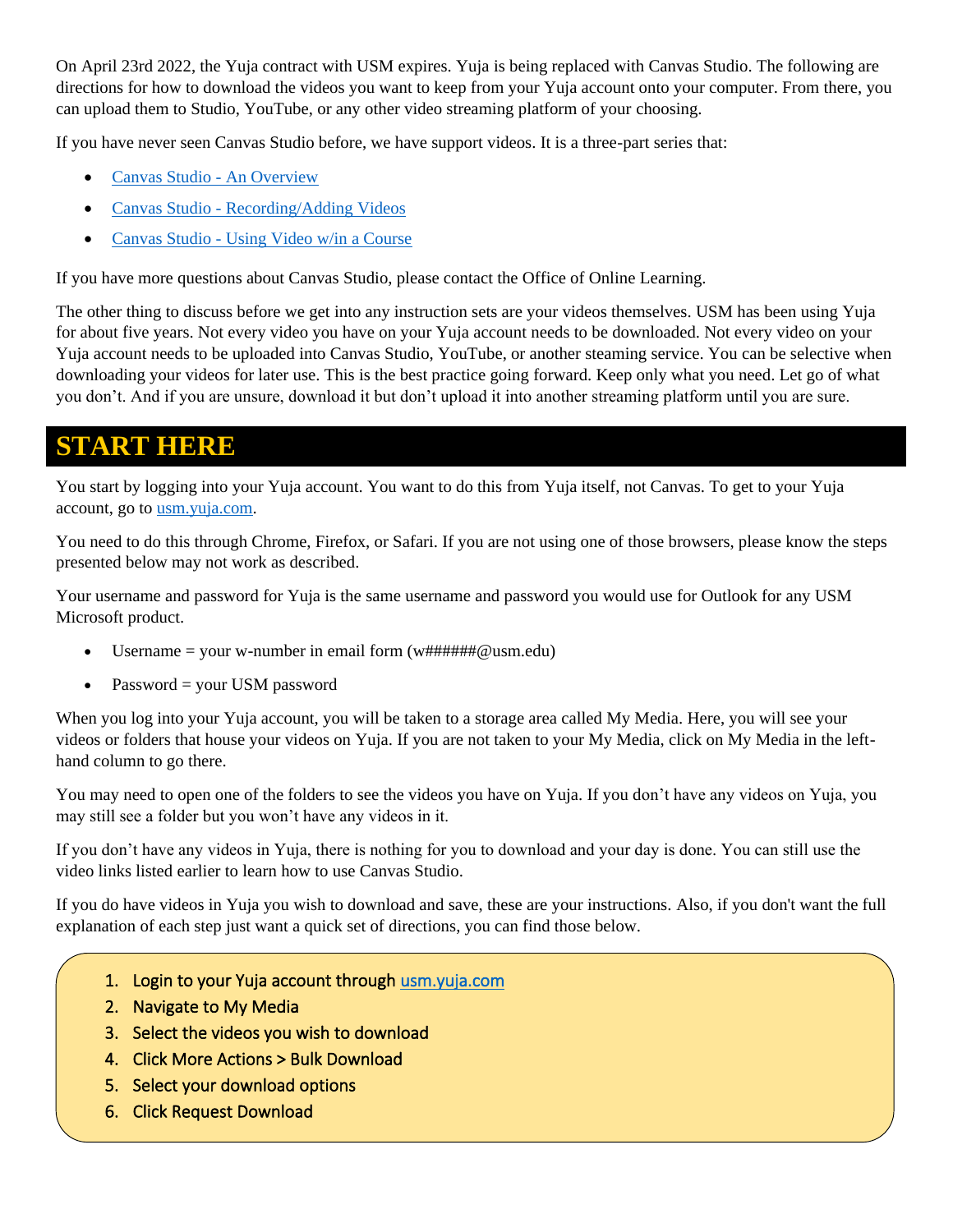On April 23rd 2022, the Yuja contract with USM expires. Yuja is being replaced with Canvas Studio. The following are directions for how to download the videos you want to keep from your Yuja account onto your computer. From there, you can upload them to Studio, YouTube, or any other video streaming platform of your choosing.

If you have never seen Canvas Studio before, we have support videos. It is a three-part series that:

- Canvas Studio - An Overview
- Canvas Studio - Recording/Adding Videos
- Canvas Studio - Using Video w/in a Course

If you have more questions about Canvas Studio, please contact the Office of Online Learning.

The other thing to discuss before we get into any instruction sets are your videos themselves. USM has been using Yuja for about five years. Not every video you have on your Yuja account needs to be downloaded. Not every video on your Yuja account needs to be uploaded into Canvas Studio, YouTube, or another steaming service. You can be selective when downloading your videos for later use. This is the best practice going forward. Keep only what you need. Let go of what you don't. And if you are unsure, download it but don't upload it into another streaming platform until you are sure.

# START HERE

You start by logging into your Yuja account. You want to do this from Yuja itself, not Canvas. To get to your Yuja account, go to usm.yuja.com.

You need to do this through Chrome, Firefox, or Safari. If you are not using one of those browsers, please know the steps presented below may not work as described.

Your username and password for Yuja is the same username and password you would use for Outlook for any USM Microsoft product.

- Username = your w-number in email form (w######@usm.edu)
- Password = your USM password

When you log into your Yuja account, you will be taken to a storage area called My Media. Here, you will see your videos or folders that house your videos on Yuja. If you are not taken to your My Media, click on My Media in the left-hand column to go there.

You may need to open one of the folders to see the videos you have on Yuja. If you don't have any videos on Yuja, you may still see a folder but you won't have any videos in it.

If you don't have any videos in Yuja, there is nothing for you to download and your day is done. You can still use the video links listed earlier to learn how to use Canvas Studio.

If you do have videos in Yuja you wish to download and save, these are your instructions. Also, if you don't want the full explanation of each step just want a quick set of directions, you can find those below.

1. Login to your Yuja account through usm.yuja.com
2. Navigate to My Media
3. Select the videos you wish to download
4. Click More Actions > Bulk Download
5. Select your download options
6. Click Request Download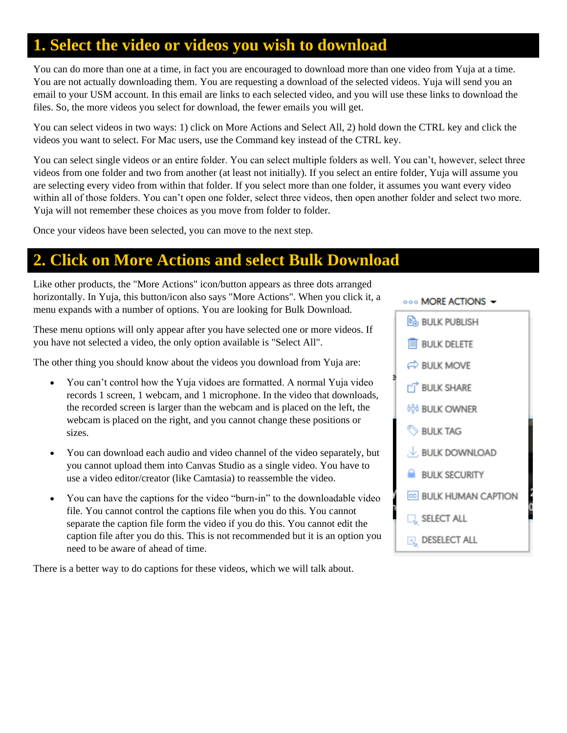## 1. Select the video or videos you wish to download

You can do more than one at a time, in fact you are encouraged to download more than one video from Yuja at a time. You are not actually downloading them. You are requesting a download of the selected videos. Yuja will send you an email to your USM account. In this email are links to each selected video, and you will use these links to download the files. So, the more videos you select for download, the fewer emails you will get.

You can select videos in two ways: 1) click on More Actions and Select All, 2) hold down the CTRL key and click the videos you want to select. For Mac users, use the Command key instead of the CTRL key.

You can select single videos or an entire folder. You can select multiple folders as well. You can't, however, select three videos from one folder and two from another (at least not initially). If you select an entire folder, Yuja will assume you are selecting every video from within that folder. If you select more than one folder, it assumes you want every video within all of those folders. You can't open one folder, select three videos, then open another folder and select two more. Yuja will not remember these choices as you move from folder to folder.

Once your videos have been selected, you can move to the next step.

## 2. Click on More Actions and select Bulk Download

Like other products, the "More Actions" icon/button appears as three dots arranged horizontally. In Yuja, this button/icon also says "More Actions". When you click it, a menu expands with a number of options. You are looking for Bulk Download.

These menu options will only appear after you have selected one or more videos. If you have not selected a video, the only option available is "Select All".

MORE ACTIONS
- BULK PUBLISH
- BULK DELETE
- BULK MOVE
- BULK SHARE
- BULK OWNER
- BULK TAG
- BULK DOWNLOAD
- BULK SECURITY
- BULK HUMAN CAPTION
- SELECT ALL
- DESELECT ALL

The other thing you should know about the videos you download from Yuja are:

- You can't control how the Yuja vidoes are formatted. A normal Yuja video records 1 screen, 1 webcam, and 1 microphone. In the video that downloads, the recorded screen is larger than the webcam and is placed on the left, the webcam is placed on the right, and you cannot change these positions or sizes.
- You can download each audio and video channel of the video separately, but you cannot upload them into Canvas Studio as a single video. You have to use a video editor/creator (like Camtasia) to reassemble the video.
- You can have the captions for the video "burn-in" to the downloadable video file. You cannot control the captions file when you do this. You cannot separate the caption file form the video if you do this. You cannot edit the caption file after you do this. This is not recommended but it is an option you need to be aware of ahead of time.

There is a better way to do captions for these videos, which we will talk about.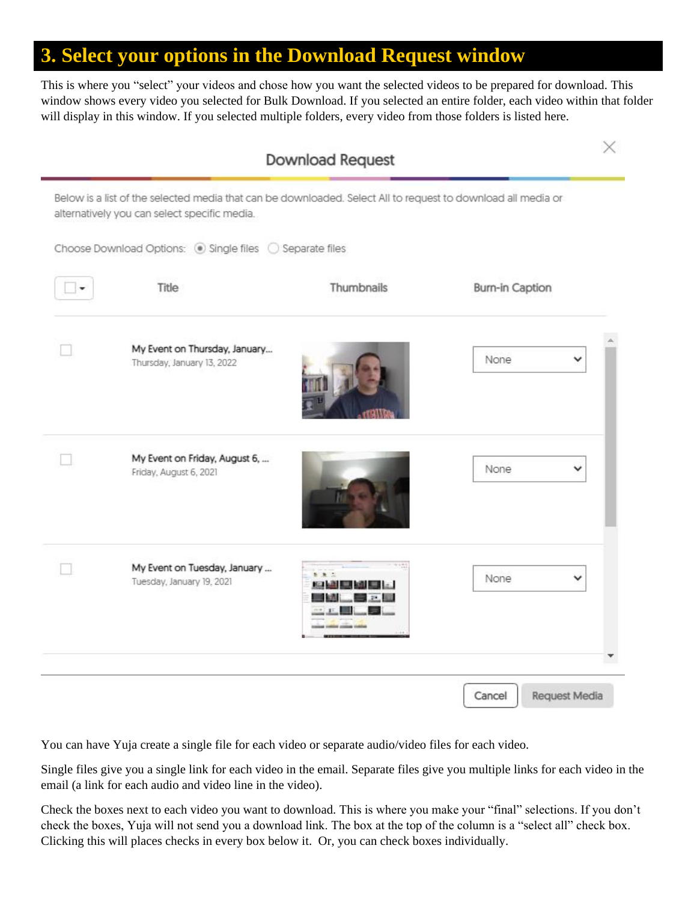## 3. Select your options in the Download Request window

This is where you "select" your videos and chose how you want the selected videos to be prepared for download. This window shows every video you selected for Bulk Download. If you selected an entire folder, each video within that folder will display in this window. If you selected multiple folders, every video from those folders is listed here.

You can have Yuja create a single file for each video or separate audio/video files for each video.

Single files give you a single link for each video in the email. Separate files give you multiple links for each video in the email (a link for each audio and video line in the video).

Check the boxes next to each video you want to download. This is where you make your "final" selections. If you don't check the boxes, Yuja will not send you a download link. The box at the top of the column is a "select all" check box. Clicking this will places checks in every box below it. Or, you can check boxes individually.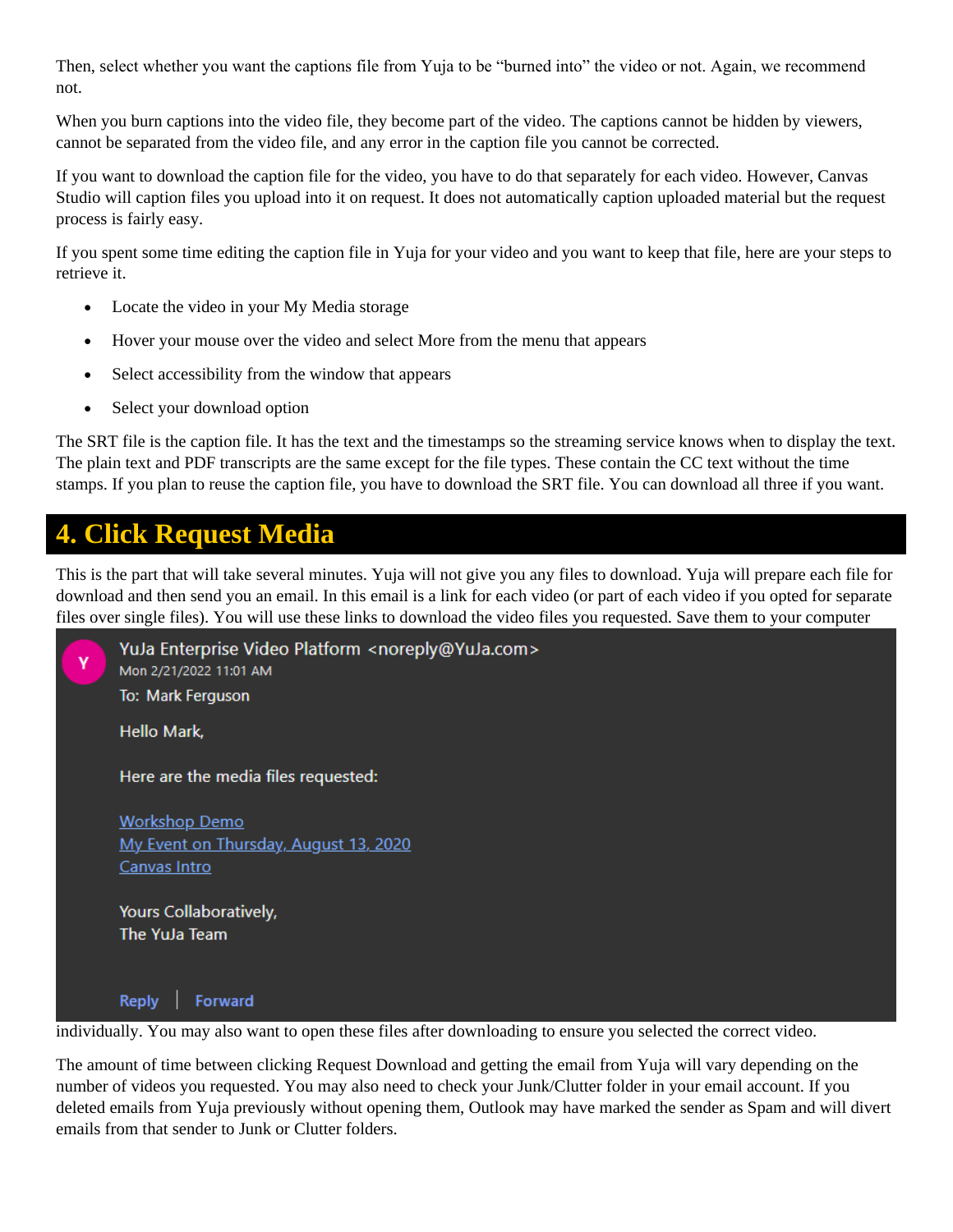Then, select whether you want the captions file from Yuja to be "burned into" the video or not. Again, we recommend not.

When you burn captions into the video file, they become part of the video. The captions cannot be hidden by viewers, cannot be separated from the video file, and any error in the caption file you cannot be corrected.

If you want to download the caption file for the video, you have to do that separately for each video. However, Canvas Studio will caption files you upload into it on request. It does not automatically caption uploaded material but the request process is fairly easy.

If you spent some time editing the caption file in Yuja for your video and you want to keep that file, here are your steps to retrieve it.

- Locate the video in your My Media storage
- Hover your mouse over the video and select More from the menu that appears
- Select accessibility from the window that appears
- Select your download option

The SRT file is the caption file. It has the text and the timestamps so the streaming service knows when to display the text. The plain text and PDF transcripts are the same except for the file types. These contain the CC text without the time stamps. If you plan to reuse the caption file, you have to download the SRT file. You can download all three if you want.

## 4. Click Request Media

This is the part that will take several minutes. Yuja will not give you any files to download. Yuja will prepare each file for download and then send you an email. In this email is a link for each video (or part of each video if you opted for separate files over single files). You will use these links to download the video files you requested. Save them to your computer individually. You may also want to open these files after downloading to ensure you selected the correct video.

> YuJa Enterprise Video Platform <noreply@YuJa.com>
> Mon 2/21/2022 11:01 AM
> To: Mark Ferguson
>
> Hello Mark,
>
> Here are the media files requested:
>
> Workshop Demo
> My Event on Thursday, August 13, 2020
> Canvas Intro
>
> Yours Collaboratively,
> The YuJa Team
>
> Reply | Forward

The amount of time between clicking Request Download and getting the email from Yuja will vary depending on the number of videos you requested. You may also need to check your Junk/Clutter folder in your email account. If you deleted emails from Yuja previously without opening them, Outlook may have marked the sender as Spam and will divert emails from that sender to Junk or Clutter folders.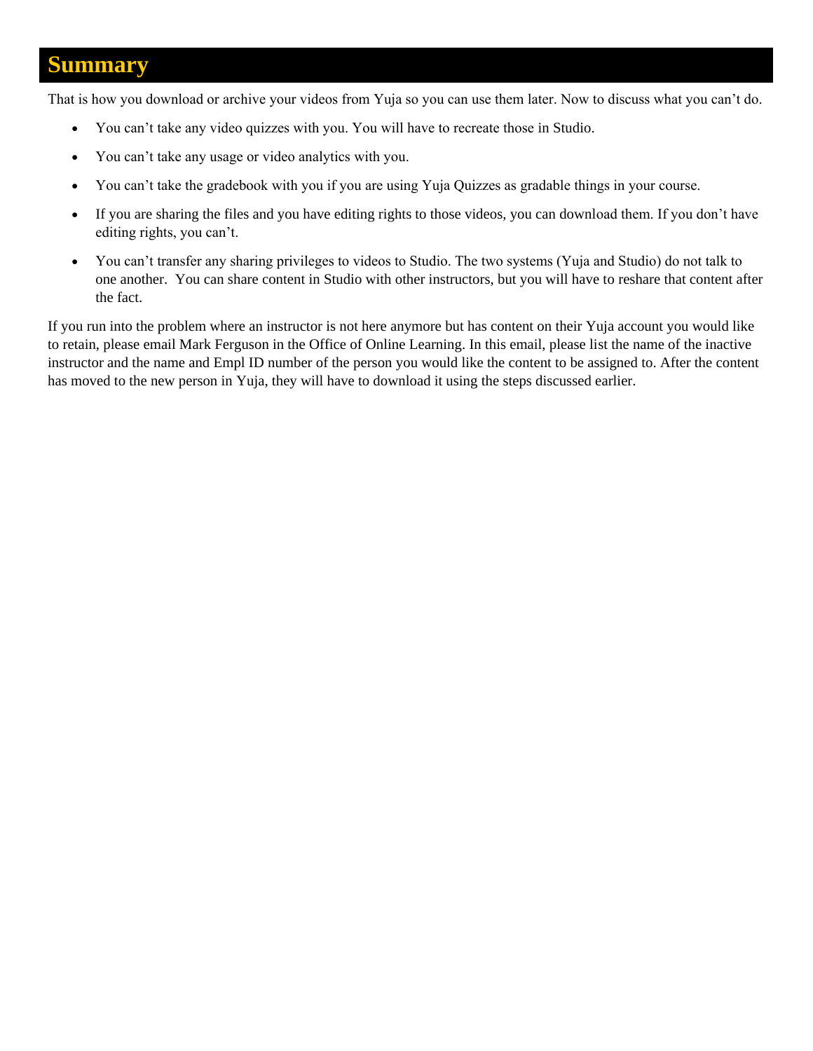## Summary

That is how you download or archive your videos from Yuja so you can use them later. Now to discuss what you can't do.

- You can't take any video quizzes with you. You will have to recreate those in Studio.
- You can't take any usage or video analytics with you.
- You can't take the gradebook with you if you are using Yuja Quizzes as gradable things in your course.
- If you are sharing the files and you have editing rights to those videos, you can download them. If you don't have editing rights, you can't.
- You can't transfer any sharing privileges to videos to Studio. The two systems (Yuja and Studio) do not talk to one another. You can share content in Studio with other instructors, but you will have to reshare that content after the fact.

If you run into the problem where an instructor is not here anymore but has content on their Yuja account you would like to retain, please email Mark Ferguson in the Office of Online Learning. In this email, please list the name of the inactive instructor and the name and Empl ID number of the person you would like the content to be assigned to. After the content has moved to the new person in Yuja, they will have to download it using the steps discussed earlier.